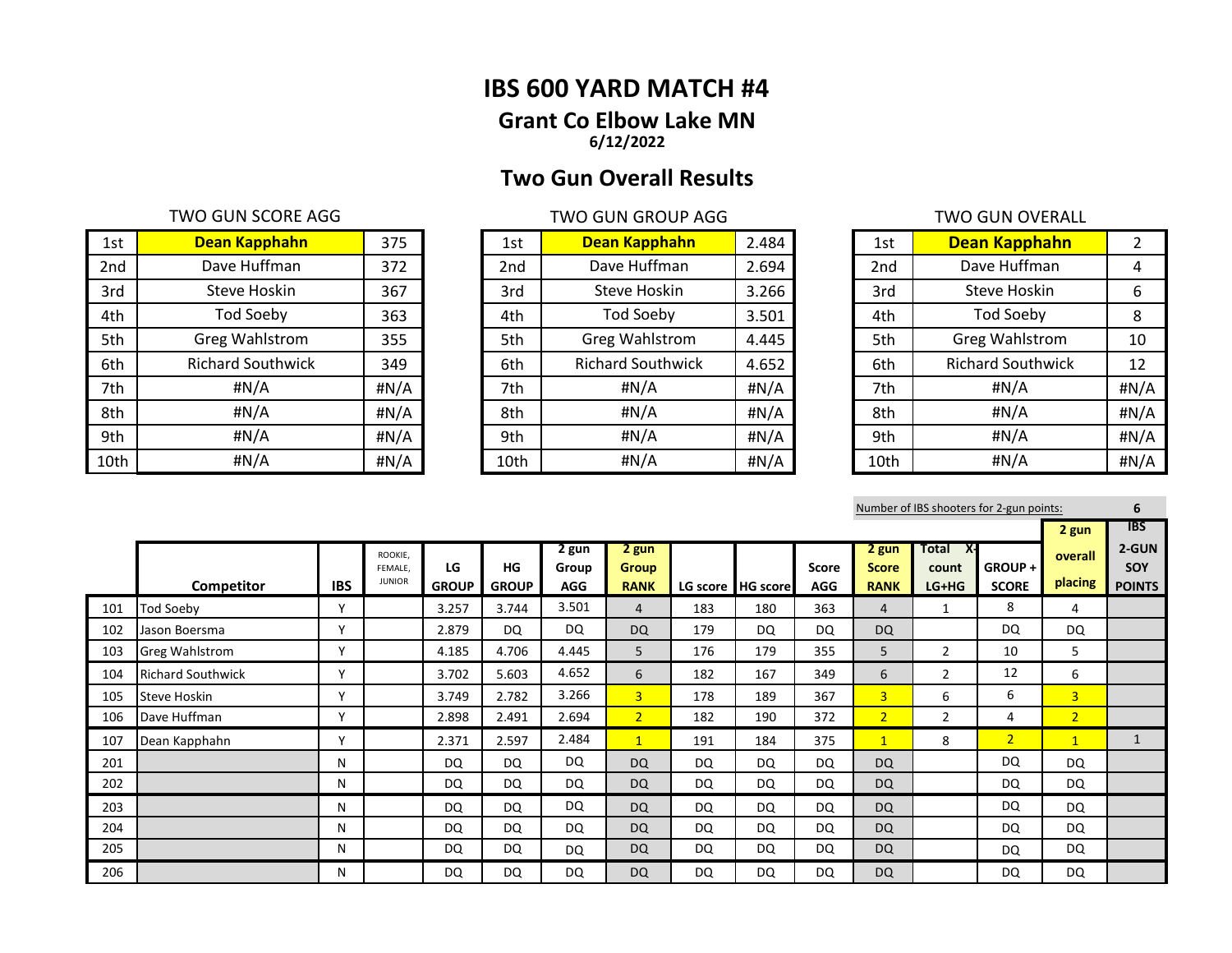# IBS 600 YARD MATCH #4

## Grant Co Elbow Lake MN

**6/12/2022**

## Two Gun Overall Results

TWO GUN SCORE AGG

| | | |
|---|---|---|
| 1st | **Dean Kapphahn** | 375 |
| 2nd | Dave Huffman | 372 |
| 3rd | Steve Hoskin | 367 |
| 4th | Tod Soeby | 363 |
| 5th | Greg Wahlstrom | 355 |
| 6th | Richard Southwick | 349 |
| 7th | #N/A | #N/A |
| 8th | #N/A | #N/A |
| 9th | #N/A | #N/A |
| 10th | #N/A | #N/A |

TWO GUN GROUP AGG

| | | |
|---|---|---|
| 1st | **Dean Kapphahn** | 2.484 |
| 2nd | Dave Huffman | 2.694 |
| 3rd | Steve Hoskin | 3.266 |
| 4th | Tod Soeby | 3.501 |
| 5th | Greg Wahlstrom | 4.445 |
| 6th | Richard Southwick | 4.652 |
| 7th | #N/A | #N/A |
| 8th | #N/A | #N/A |
| 9th | #N/A | #N/A |
| 10th | #N/A | #N/A |

TWO GUN OVERALL

| | | |
|---|---|---|
| 1st | **Dean Kapphahn** | 2 |
| 2nd | Dave Huffman | 4 |
| 3rd | Steve Hoskin | 6 |
| 4th | Tod Soeby | 8 |
| 5th | Greg Wahlstrom | 10 |
| 6th | Richard Southwick | 12 |
| 7th | #N/A | #N/A |
| 8th | #N/A | #N/A |
| 9th | #N/A | #N/A |
| 10th | #N/A | #N/A |

Number of IBS shooters for 2-gun points: 6

| | Competitor | IBS | ROOKIE, FEMALE, JUNIOR | LG GROUP | HG GROUP | 2 gun Group AGG | 2 gun Group RANK | LG score | HG score | Score AGG | 2 gun Score RANK | Total X-count LG+HG | GROUP + SCORE | 2 gun overall placing | IBS 2-GUN SOY POINTS |
|---|---|---|---|---|---|---|---|---|---|---|---|---|---|---|---|
| 101 | Tod Soeby | Y | | 3.257 | 3.744 | 3.501 | 4 | 183 | 180 | 363 | 4 | 1 | 8 | 4 | |
| 102 | Jason Boersma | Y | | 2.879 | DQ | DQ | DQ | 179 | DQ | DQ | DQ | | DQ | DQ | |
| 103 | Greg Wahlstrom | Y | | 4.185 | 4.706 | 4.445 | 5 | 176 | 179 | 355 | 5 | 2 | 10 | 5 | |
| 104 | Richard Southwick | Y | | 3.702 | 5.603 | 4.652 | 6 | 182 | 167 | 349 | 6 | 2 | 12 | 6 | |
| 105 | Steve Hoskin | Y | | 3.749 | 2.782 | 3.266 | 3 | 178 | 189 | 367 | 3 | 6 | 6 | 3 | |
| 106 | Dave Huffman | Y | | 2.898 | 2.491 | 2.694 | 2 | 182 | 190 | 372 | 2 | 2 | 4 | 2 | |
| 107 | Dean Kapphahn | Y | | 2.371 | 2.597 | 2.484 | 1 | 191 | 184 | 375 | 1 | 8 | 2 | 1 | 1 |
| 201 | | N | | DQ | DQ | DQ | DQ | DQ | DQ | DQ | DQ | | DQ | DQ | |
| 202 | | N | | DQ | DQ | DQ | DQ | DQ | DQ | DQ | DQ | | DQ | DQ | |
| 203 | | N | | DQ | DQ | DQ | DQ | DQ | DQ | DQ | DQ | | DQ | DQ | |
| 204 | | N | | DQ | DQ | DQ | DQ | DQ | DQ | DQ | DQ | | DQ | DQ | |
| 205 | | N | | DQ | DQ | DQ | DQ | DQ | DQ | DQ | DQ | | DQ | DQ | |
| 206 | | N | | DQ | DQ | DQ | DQ | DQ | DQ | DQ | DQ | | DQ | DQ | |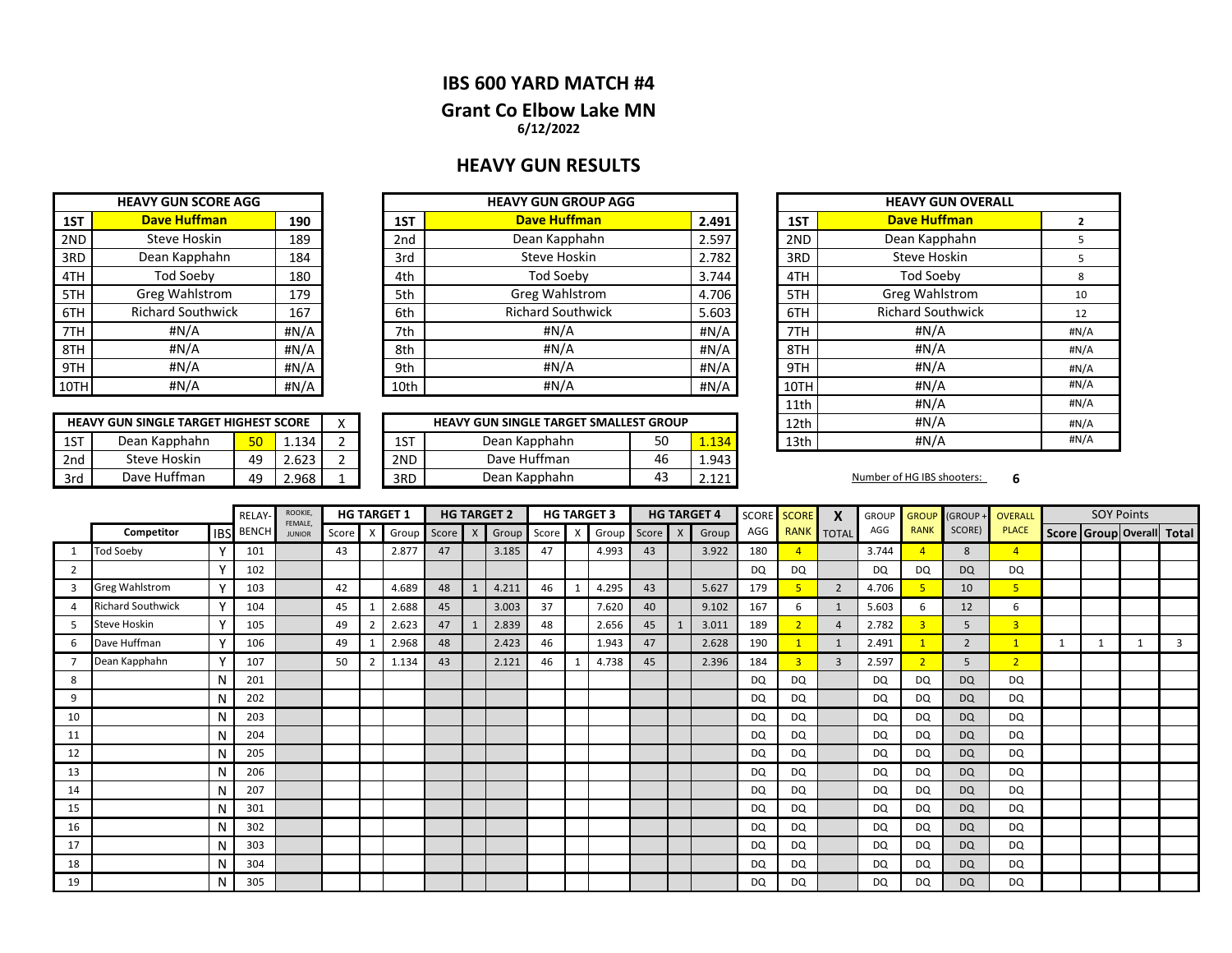# IBS 600 YARD MATCH #4

## Grant Co Elbow Lake MN

**6/12/2022**

## HEAVY GUN RESULTS

| HEAVY GUN SCORE AGG | | |
|---|---|---|
| 1ST | **Dave Huffman** | **190** |
| 2ND | Steve Hoskin | 189 |
| 3RD | Dean Kapphahn | 184 |
| 4TH | Tod Soeby | 180 |
| 5TH | Greg Wahlstrom | 179 |
| 6TH | Richard Southwick | 167 |
| 7TH | #N/A | #N/A |
| 8TH | #N/A | #N/A |
| 9TH | #N/A | #N/A |
| 10TH | #N/A | #N/A |

| HEAVY GUN GROUP AGG | | |
|---|---|---|
| 1ST | **Dave Huffman** | **2.491** |
| 2nd | Dean Kapphahn | 2.597 |
| 3rd | Steve Hoskin | 2.782 |
| 4th | Tod Soeby | 3.744 |
| 5th | Greg Wahlstrom | 4.706 |
| 6th | Richard Southwick | 5.603 |
| 7th | #N/A | #N/A |
| 8th | #N/A | #N/A |
| 9th | #N/A | #N/A |
| 10th | #N/A | #N/A |

| HEAVY GUN OVERALL | | |
|---|---|---|
| 1ST | **Dave Huffman** | 2 |
| 2ND | Dean Kapphahn | 5 |
| 3RD | Steve Hoskin | 5 |
| 4TH | Tod Soeby | 8 |
| 5TH | Greg Wahlstrom | 10 |
| 6TH | Richard Southwick | 12 |
| 7TH | #N/A | #N/A |
| 8TH | #N/A | #N/A |
| 9TH | #N/A | #N/A |
| 10TH | #N/A | #N/A |
| 11th | #N/A | #N/A |
| 12th | #N/A | #N/A |
| 13th | #N/A | #N/A |

| HEAVY GUN SINGLE TARGET HIGHEST SCORE | | | | X |
|---|---|---|---|---|
| 1ST | Dean Kapphahn | 50 | 1.134 | 2 |
| 2nd | Steve Hoskin | 49 | 2.623 | 2 |
| 3rd | Dave Huffman | 49 | 2.968 | 1 |

| HEAVY GUN SINGLE TARGET SMALLEST GROUP | | | |
|---|---|---|---|
| 1ST | Dean Kapphahn | 50 | 1.134 |
| 2ND | Dave Huffman | 46 | 1.943 |
| 3RD | Dean Kapphahn | 43 | 2.121 |

Number of HG IBS shooters: **6**

| | Competitor | IBS | RELAY-BENCH | ROOKIE, FEMALE, JUNIOR | HG TARGET 1 | | | HG TARGET 2 | | | HG TARGET 3 | | | HG TARGET 4 | | | SCORE AGG | SCORE RANK | X TOTAL | GROUP AGG | GROUP RANK | (GROUP + SCORE) | OVERALL PLACE | SOY Points | | | |
|---|---|---|---|---|---|---|---|---|---|---|---|---|---|---|---|---|---|---|---|---|---|---|---|---|---|---|---|
| | | | | | Score | X | Group | Score | X | Group | Score | X | Group | Score | X | Group | | | | | | | | Score | Group | Overall | Total |
| 1 | Tod Soeby | Y | 101 | | 43 | | 2.877 | 47 | | 3.185 | 47 | | 4.993 | 43 | | 3.922 | 180 | 4 | | 3.744 | 4 | 8 | 4 | | | | |
| 2 | | Y | 102 | | | | | | | | | | | | | | DQ | DQ | | DQ | DQ | DQ | DQ | | | | |
| 3 | Greg Wahlstrom | Y | 103 | | 42 | | 4.689 | 48 | 1 | 4.211 | 46 | 1 | 4.295 | 43 | | 5.627 | 179 | 5 | 2 | 4.706 | 5 | 10 | 5 | | | | |
| 4 | Richard Southwick | Y | 104 | | 45 | 1 | 2.688 | 45 | | 3.003 | 37 | | 7.620 | 40 | | 9.102 | 167 | 6 | 1 | 5.603 | 6 | 12 | 6 | | | | |
| 5 | Steve Hoskin | Y | 105 | | 49 | 2 | 2.623 | 47 | 1 | 2.839 | 48 | | 2.656 | 45 | 1 | 3.011 | 189 | 2 | 4 | 2.782 | 3 | 5 | 3 | | | | |
| 6 | Dave Huffman | Y | 106 | | 49 | 1 | 2.968 | 48 | | 2.423 | 46 | | 1.943 | 47 | | 2.628 | 190 | 1 | 1 | 2.491 | 1 | 2 | 1 | 1 | 1 | 1 | 3 |
| 7 | Dean Kapphahn | Y | 107 | | 50 | 2 | 1.134 | 43 | | 2.121 | 46 | 1 | 4.738 | 45 | | 2.396 | 184 | 3 | 3 | 2.597 | 2 | 5 | 2 | | | | |
| 8 | | N | 201 | | | | | | | | | | | | | | DQ | DQ | | DQ | DQ | DQ | DQ | | | | |
| 9 | | N | 202 | | | | | | | | | | | | | | DQ | DQ | | DQ | DQ | DQ | DQ | | | | |
| 10 | | N | 203 | | | | | | | | | | | | | | DQ | DQ | | DQ | DQ | DQ | DQ | | | | |
| 11 | | N | 204 | | | | | | | | | | | | | | DQ | DQ | | DQ | DQ | DQ | DQ | | | | |
| 12 | | N | 205 | | | | | | | | | | | | | | DQ | DQ | | DQ | DQ | DQ | DQ | | | | |
| 13 | | N | 206 | | | | | | | | | | | | | | DQ | DQ | | DQ | DQ | DQ | DQ | | | | |
| 14 | | N | 207 | | | | | | | | | | | | | | DQ | DQ | | DQ | DQ | DQ | DQ | | | | |
| 15 | | N | 301 | | | | | | | | | | | | | | DQ | DQ | | DQ | DQ | DQ | DQ | | | | |
| 16 | | N | 302 | | | | | | | | | | | | | | DQ | DQ | | DQ | DQ | DQ | DQ | | | | |
| 17 | | N | 303 | | | | | | | | | | | | | | DQ | DQ | | DQ | DQ | DQ | DQ | | | | |
| 18 | | N | 304 | | | | | | | | | | | | | | DQ | DQ | | DQ | DQ | DQ | DQ | | | | |
| 19 | | N | 305 | | | | | | | | | | | | | | DQ | DQ | | DQ | DQ | DQ | DQ | | | | |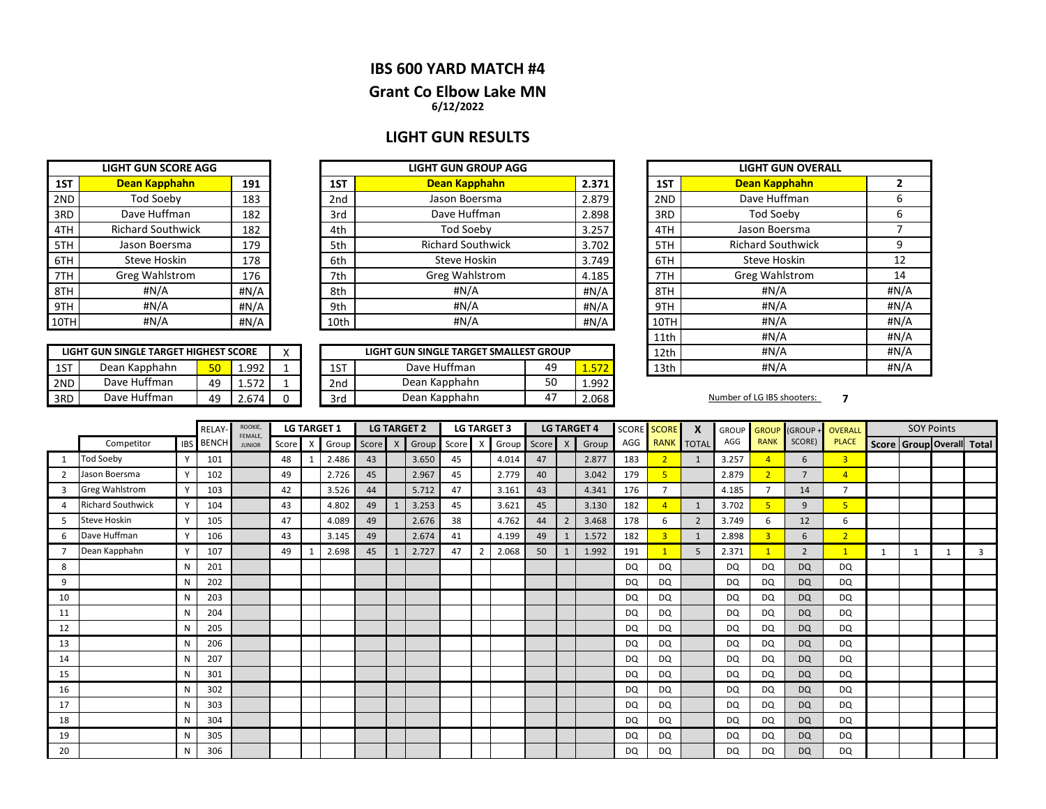# IBS 600 YARD MATCH #4

## Grant Co Elbow Lake MN

**6/12/2022**

## LIGHT GUN RESULTS

| LIGHT GUN SCORE AGG | | |
|---|---|---|
| 1ST | **Dean Kapphahn** | **191** |
| 2ND | Tod Soeby | 183 |
| 3RD | Dave Huffman | 182 |
| 4TH | Richard Southwick | 182 |
| 5TH | Jason Boersma | 179 |
| 6TH | Steve Hoskin | 178 |
| 7TH | Greg Wahlstrom | 176 |
| 8TH | #N/A | #N/A |
| 9TH | #N/A | #N/A |
| 10TH | #N/A | #N/A |

| LIGHT GUN GROUP AGG | | |
|---|---|---|
| 1ST | **Dean Kapphahn** | **2.371** |
| 2nd | Jason Boersma | 2.879 |
| 3rd | Dave Huffman | 2.898 |
| 4th | Tod Soeby | 3.257 |
| 5th | Richard Southwick | 3.702 |
| 6th | Steve Hoskin | 3.749 |
| 7th | Greg Wahlstrom | 4.185 |
| 8th | #N/A | #N/A |
| 9th | #N/A | #N/A |
| 10th | #N/A | #N/A |

| LIGHT GUN OVERALL | | |
|---|---|---|
| 1ST | **Dean Kapphahn** | **2** |
| 2ND | Dave Huffman | 6 |
| 3RD | Tod Soeby | 6 |
| 4TH | Jason Boersma | 7 |
| 5TH | Richard Southwick | 9 |
| 6TH | Steve Hoskin | 12 |
| 7TH | Greg Wahlstrom | 14 |
| 8TH | #N/A | #N/A |
| 9TH | #N/A | #N/A |
| 10TH | #N/A | #N/A |
| 11th | #N/A | #N/A |
| 12th | #N/A | #N/A |
| 13th | #N/A | #N/A |

| LIGHT GUN SINGLE TARGET HIGHEST SCORE | | | | X |
|---|---|---|---|---|
| 1ST | Dean Kapphahn | 50 | 1.992 | 1 |
| 2ND | Dave Huffman | 49 | 1.572 | 1 |
| 3RD | Dave Huffman | 49 | 2.674 | 0 |

| LIGHT GUN SINGLE TARGET SMALLEST GROUP | | | |
|---|---|---|---|
| 1ST | Dave Huffman | 49 | 1.572 |
| 2nd | Dean Kapphahn | 50 | 1.992 |
| 3rd | Dean Kapphahn | 47 | 2.068 |

Number of LG IBS shooters: **7**

| | | | RELAY- | ROOKIE, FEMALE, JUNIOR | LG TARGET 1 | | | LG TARGET 2 | | | LG TARGET 3 | | | LG TARGET 4 | | | SCORE | SCORE | X | GROUP | GROUP | (GROUP + | OVERALL | SOY Points | | | |
|---|---|---|---|---|---|---|---|---|---|---|---|---|---|---|---|---|---|---|---|---|---|---|---|---|---|---|---|
| | Competitor | IBS | BENCH | | Score | X | Group | Score | X | Group | Score | X | Group | Score | X | Group | AGG | RANK | TOTAL | AGG | RANK | SCORE) | PLACE | Score | Group | Overall | Total |
| 1 | Tod Soeby | Y | 101 | | 48 | 1 | 2.486 | 43 | | 3.650 | 45 | | 4.014 | 47 | | 2.877 | 183 | 2 | 1 | 3.257 | 4 | 6 | 3 | | | | |
| 2 | Jason Boersma | Y | 102 | | 49 | | 2.726 | 45 | | 2.967 | 45 | | 2.779 | 40 | | 3.042 | 179 | 5 | | 2.879 | 2 | 7 | 4 | | | | |
| 3 | Greg Wahlstrom | Y | 103 | | 42 | | 3.526 | 44 | | 5.712 | 47 | | 3.161 | 43 | | 4.341 | 176 | 7 | | 4.185 | 7 | 14 | 7 | | | | |
| 4 | Richard Southwick | Y | 104 | | 43 | | 4.802 | 49 | 1 | 3.253 | 45 | | 3.621 | 45 | | 3.130 | 182 | 4 | 1 | 3.702 | 5 | 9 | 5 | | | | |
| 5 | Steve Hoskin | Y | 105 | | 47 | | 4.089 | 49 | | 2.676 | 38 | | 4.762 | 44 | 2 | 3.468 | 178 | 6 | 2 | 3.749 | 6 | 12 | 6 | | | | |
| 6 | Dave Huffman | Y | 106 | | 43 | | 3.145 | 49 | | 2.674 | 41 | | 4.199 | 49 | 1 | 1.572 | 182 | 3 | 1 | 2.898 | 3 | 6 | 2 | | | | |
| 7 | Dean Kapphahn | Y | 107 | | 49 | 1 | 2.698 | 45 | 1 | 2.727 | 47 | 2 | 2.068 | 50 | 1 | 1.992 | 191 | 1 | 5 | 2.371 | 1 | 2 | 1 | 1 | 1 | 1 | 3 |
| 8 | | N | 201 | | | | | | | | | | | | | | DQ | DQ | | DQ | DQ | DQ | DQ | | | | |
| 9 | | N | 202 | | | | | | | | | | | | | | DQ | DQ | | DQ | DQ | DQ | DQ | | | | |
| 10 | | N | 203 | | | | | | | | | | | | | | DQ | DQ | | DQ | DQ | DQ | DQ | | | | |
| 11 | | N | 204 | | | | | | | | | | | | | | DQ | DQ | | DQ | DQ | DQ | DQ | | | | |
| 12 | | N | 205 | | | | | | | | | | | | | | DQ | DQ | | DQ | DQ | DQ | DQ | | | | |
| 13 | | N | 206 | | | | | | | | | | | | | | DQ | DQ | | DQ | DQ | DQ | DQ | | | | |
| 14 | | N | 207 | | | | | | | | | | | | | | DQ | DQ | | DQ | DQ | DQ | DQ | | | | |
| 15 | | N | 301 | | | | | | | | | | | | | | DQ | DQ | | DQ | DQ | DQ | DQ | | | | |
| 16 | | N | 302 | | | | | | | | | | | | | | DQ | DQ | | DQ | DQ | DQ | DQ | | | | |
| 17 | | N | 303 | | | | | | | | | | | | | | DQ | DQ | | DQ | DQ | DQ | DQ | | | | |
| 18 | | N | 304 | | | | | | | | | | | | | | DQ | DQ | | DQ | DQ | DQ | DQ | | | | |
| 19 | | N | 305 | | | | | | | | | | | | | | DQ | DQ | | DQ | DQ | DQ | DQ | | | | |
| 20 | | N | 306 | | | | | | | | | | | | | | DQ | DQ | | DQ | DQ | DQ | DQ | | | | |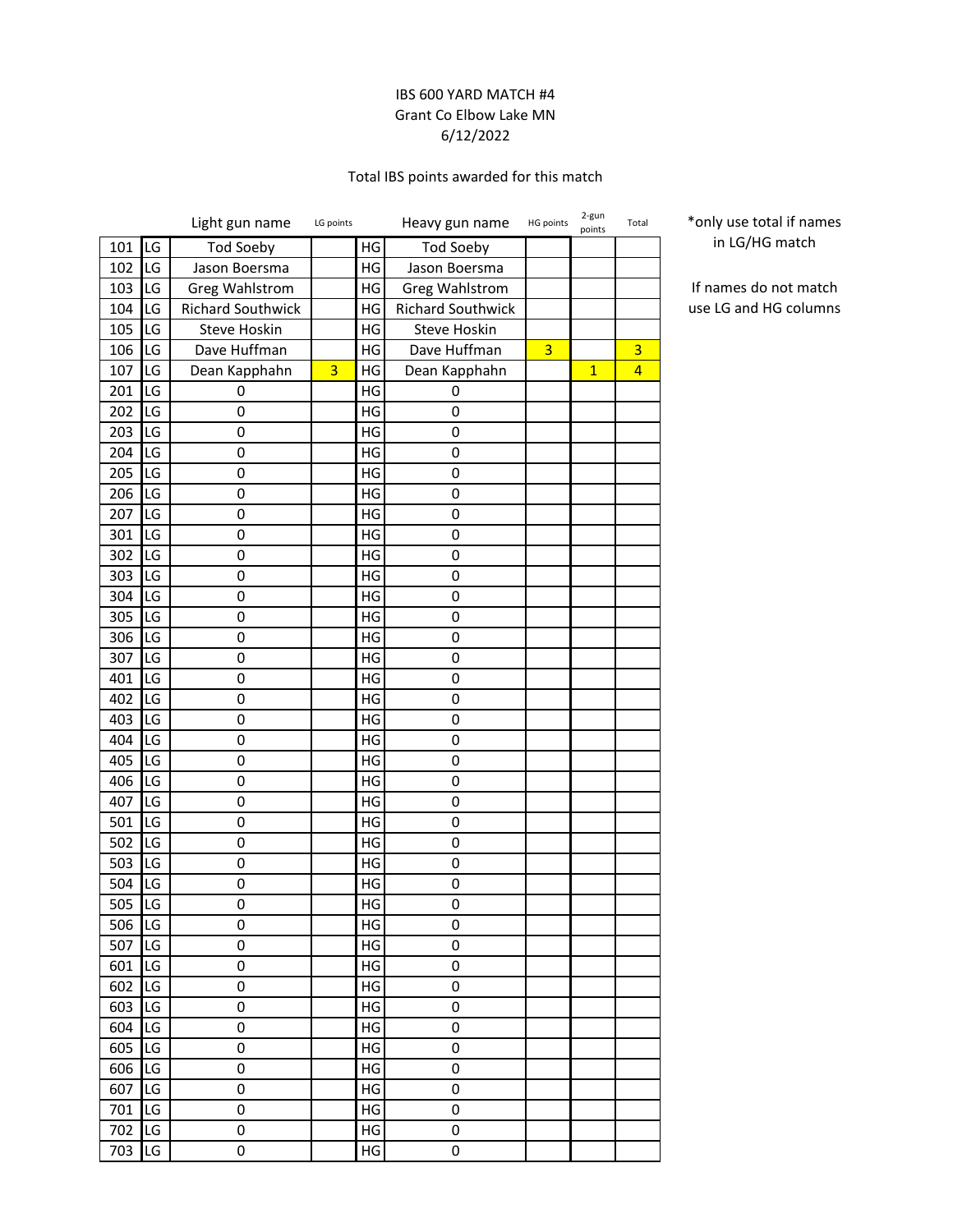IBS 600 YARD MATCH #4
Grant Co Elbow Lake MN
6/12/2022

Total IBS points awarded for this match

| | | Light gun name | LG points | | Heavy gun name | HG points | 2-gun points | Total |
|---|---|---|---|---|---|---|---|---|
| 101 | LG | Tod Soeby | | HG | Tod Soeby | | | |
| 102 | LG | Jason Boersma | | HG | Jason Boersma | | | |
| 103 | LG | Greg Wahlstrom | | HG | Greg Wahlstrom | | | |
| 104 | LG | Richard Southwick | | HG | Richard Southwick | | | |
| 105 | LG | Steve Hoskin | | HG | Steve Hoskin | | | |
| 106 | LG | Dave Huffman | | HG | Dave Huffman | 3 | | 3 |
| 107 | LG | Dean Kapphahn | 3 | HG | Dean Kapphahn | | 1 | 4 |
| 201 | LG | 0 | | HG | 0 | | | |
| 202 | LG | 0 | | HG | 0 | | | |
| 203 | LG | 0 | | HG | 0 | | | |
| 204 | LG | 0 | | HG | 0 | | | |
| 205 | LG | 0 | | HG | 0 | | | |
| 206 | LG | 0 | | HG | 0 | | | |
| 207 | LG | 0 | | HG | 0 | | | |
| 301 | LG | 0 | | HG | 0 | | | |
| 302 | LG | 0 | | HG | 0 | | | |
| 303 | LG | 0 | | HG | 0 | | | |
| 304 | LG | 0 | | HG | 0 | | | |
| 305 | LG | 0 | | HG | 0 | | | |
| 306 | LG | 0 | | HG | 0 | | | |
| 307 | LG | 0 | | HG | 0 | | | |
| 401 | LG | 0 | | HG | 0 | | | |
| 402 | LG | 0 | | HG | 0 | | | |
| 403 | LG | 0 | | HG | 0 | | | |
| 404 | LG | 0 | | HG | 0 | | | |
| 405 | LG | 0 | | HG | 0 | | | |
| 406 | LG | 0 | | HG | 0 | | | |
| 407 | LG | 0 | | HG | 0 | | | |
| 501 | LG | 0 | | HG | 0 | | | |
| 502 | LG | 0 | | HG | 0 | | | |
| 503 | LG | 0 | | HG | 0 | | | |
| 504 | LG | 0 | | HG | 0 | | | |
| 505 | LG | 0 | | HG | 0 | | | |
| 506 | LG | 0 | | HG | 0 | | | |
| 507 | LG | 0 | | HG | 0 | | | |
| 601 | LG | 0 | | HG | 0 | | | |
| 602 | LG | 0 | | HG | 0 | | | |
| 603 | LG | 0 | | HG | 0 | | | |
| 604 | LG | 0 | | HG | 0 | | | |
| 605 | LG | 0 | | HG | 0 | | | |
| 606 | LG | 0 | | HG | 0 | | | |
| 607 | LG | 0 | | HG | 0 | | | |
| 701 | LG | 0 | | HG | 0 | | | |
| 702 | LG | 0 | | HG | 0 | | | |
| 703 | LG | 0 | | HG | 0 | | | |

*only use total if names in LG/HG match

If names do not match use LG and HG columns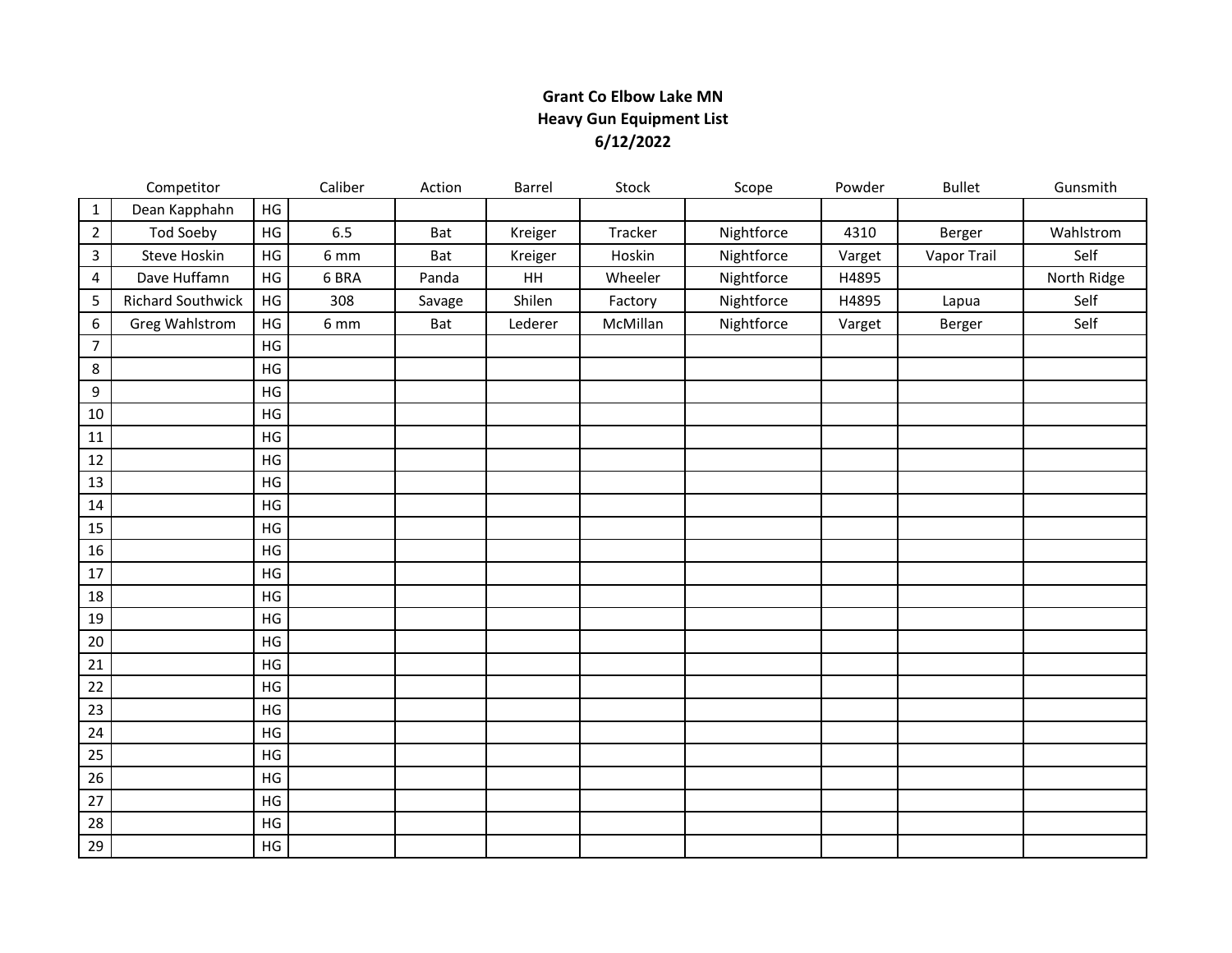**Grant Co Elbow Lake MN**
**Heavy Gun Equipment List**
**6/12/2022**

| | Competitor | | Caliber | Action | Barrel | Stock | Scope | Powder | Bullet | Gunsmith |
|---|---|---|---|---|---|---|---|---|---|---|
| 1 | Dean Kapphahn | HG | | | | | | | | |
| 2 | Tod Soeby | HG | 6.5 | Bat | Kreiger | Tracker | Nightforce | 4310 | Berger | Wahlstrom |
| 3 | Steve Hoskin | HG | 6 mm | Bat | Kreiger | Hoskin | Nightforce | Varget | Vapor Trail | Self |
| 4 | Dave Huffamn | HG | 6 BRA | Panda | HH | Wheeler | Nightforce | H4895 | | North Ridge |
| 5 | Richard Southwick | HG | 308 | Savage | Shilen | Factory | Nightforce | H4895 | Lapua | Self |
| 6 | Greg Wahlstrom | HG | 6 mm | Bat | Lederer | McMillan | Nightforce | Varget | Berger | Self |
| 7 | | HG | | | | | | | | |
| 8 | | HG | | | | | | | | |
| 9 | | HG | | | | | | | | |
| 10 | | HG | | | | | | | | |
| 11 | | HG | | | | | | | | |
| 12 | | HG | | | | | | | | |
| 13 | | HG | | | | | | | | |
| 14 | | HG | | | | | | | | |
| 15 | | HG | | | | | | | | |
| 16 | | HG | | | | | | | | |
| 17 | | HG | | | | | | | | |
| 18 | | HG | | | | | | | | |
| 19 | | HG | | | | | | | | |
| 20 | | HG | | | | | | | | |
| 21 | | HG | | | | | | | | |
| 22 | | HG | | | | | | | | |
| 23 | | HG | | | | | | | | |
| 24 | | HG | | | | | | | | |
| 25 | | HG | | | | | | | | |
| 26 | | HG | | | | | | | | |
| 27 | | HG | | | | | | | | |
| 28 | | HG | | | | | | | | |
| 29 | | HG | | | | | | | | |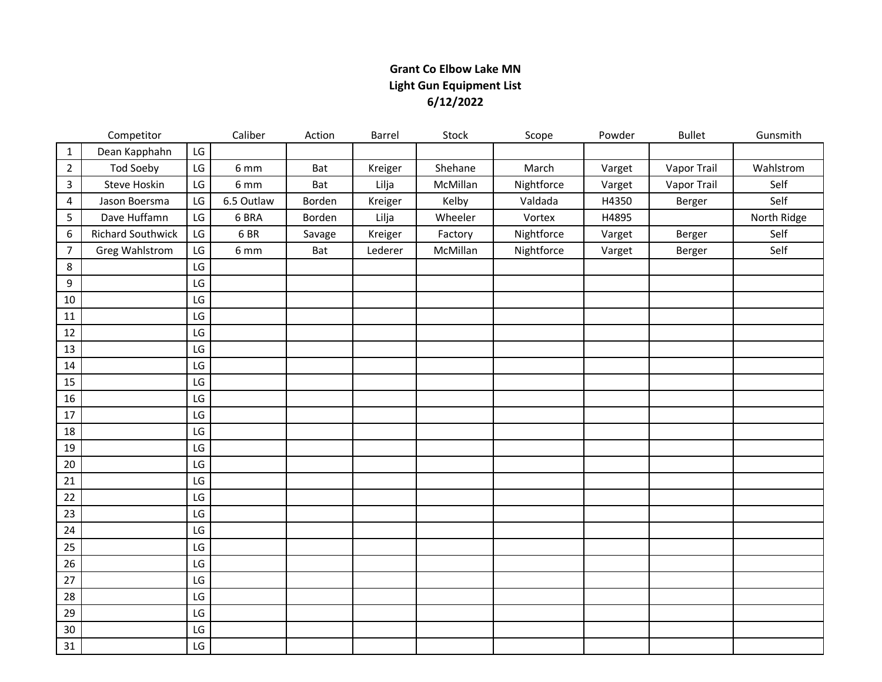**Grant Co Elbow Lake MN**
**Light Gun Equipment List**
**6/12/2022**

| | Competitor | | Caliber | Action | Barrel | Stock | Scope | Powder | Bullet | Gunsmith |
|---|---|---|---|---|---|---|---|---|---|---|
| 1 | Dean Kapphahn | LG | | | | | | | | |
| 2 | Tod Soeby | LG | 6 mm | Bat | Kreiger | Shehane | March | Varget | Vapor Trail | Wahlstrom |
| 3 | Steve Hoskin | LG | 6 mm | Bat | Lilja | McMillan | Nightforce | Varget | Vapor Trail | Self |
| 4 | Jason Boersma | LG | 6.5 Outlaw | Borden | Kreiger | Kelby | Valdada | H4350 | Berger | Self |
| 5 | Dave Huffamn | LG | 6 BRA | Borden | Lilja | Wheeler | Vortex | H4895 | | North Ridge |
| 6 | Richard Southwick | LG | 6 BR | Savage | Kreiger | Factory | Nightforce | Varget | Berger | Self |
| 7 | Greg Wahlstrom | LG | 6 mm | Bat | Lederer | McMillan | Nightforce | Varget | Berger | Self |
| 8 | | LG | | | | | | | | |
| 9 | | LG | | | | | | | | |
| 10 | | LG | | | | | | | | |
| 11 | | LG | | | | | | | | |
| 12 | | LG | | | | | | | | |
| 13 | | LG | | | | | | | | |
| 14 | | LG | | | | | | | | |
| 15 | | LG | | | | | | | | |
| 16 | | LG | | | | | | | | |
| 17 | | LG | | | | | | | | |
| 18 | | LG | | | | | | | | |
| 19 | | LG | | | | | | | | |
| 20 | | LG | | | | | | | | |
| 21 | | LG | | | | | | | | |
| 22 | | LG | | | | | | | | |
| 23 | | LG | | | | | | | | |
| 24 | | LG | | | | | | | | |
| 25 | | LG | | | | | | | | |
| 26 | | LG | | | | | | | | |
| 27 | | LG | | | | | | | | |
| 28 | | LG | | | | | | | | |
| 29 | | LG | | | | | | | | |
| 30 | | LG | | | | | | | | |
| 31 | | LG | | | | | | | | |